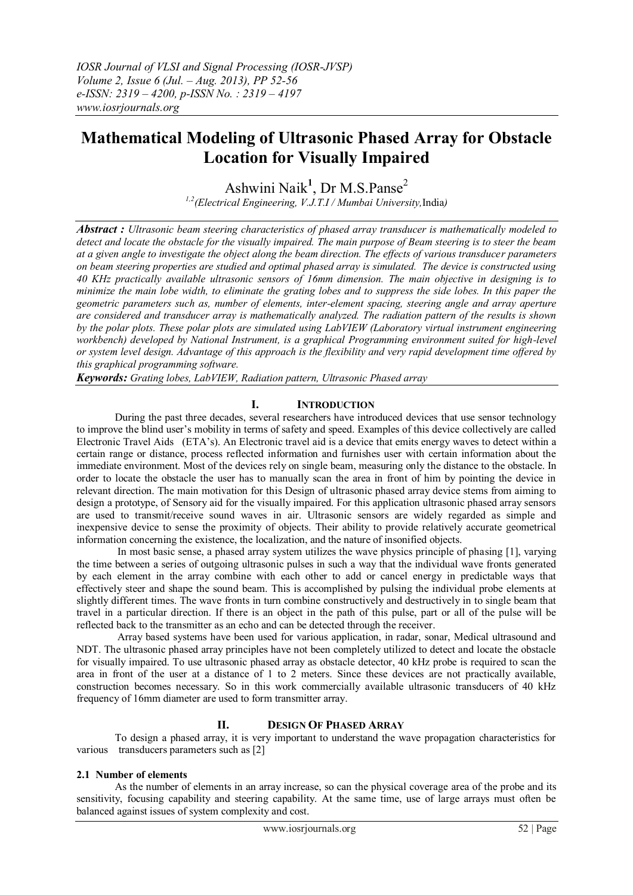# Mathematical Modeling of Ultrasonic Phased Array for Obstacle Location for Visually Impaired

Ashwini Naik[1], Dr M.S.Panse[2]

[1,2](Electrical Engineering, V.J.T.I / Mumbai University, India)

***Abstract :*** *Ultrasonic beam steering characteristics of phased array transducer is mathematically modeled to detect and locate the obstacle for the visually impaired. The main purpose of Beam steering is to steer the beam at a given angle to investigate the object along the beam direction. The effects of various transducer parameters on beam steering properties are studied and optimal phased array is simulated. The device is constructed using 40 KHz practically available ultrasonic sensors of 16mm dimension. The main objective in designing is to minimize the main lobe width, to eliminate the grating lobes and to suppress the side lobes. In this paper the geometric parameters such as, number of elements, inter-element spacing, steering angle and array aperture are considered and transducer array is mathematically analyzed. The radiation pattern of the results is shown by the polar plots. These polar plots are simulated using LabVIEW (Laboratory virtual instrument engineering workbench) developed by National Instrument, is a graphical Programming environment suited for high-level or system level design. Advantage of this approach is the flexibility and very rapid development time offered by this graphical programming software.*

***Keywords:*** *Grating lobes, LabVIEW, Radiation pattern, Ultrasonic Phased array*

## I. INTRODUCTION

During the past three decades, several researchers have introduced devices that use sensor technology to improve the blind user's mobility in terms of safety and speed. Examples of this device collectively are called Electronic Travel Aids (ETA's). An Electronic travel aid is a device that emits energy waves to detect within a certain range or distance, process reflected information and furnishes user with certain information about the immediate environment. Most of the devices rely on single beam, measuring only the distance to the obstacle. In order to locate the obstacle the user has to manually scan the area in front of him by pointing the device in relevant direction. The main motivation for this Design of ultrasonic phased array device stems from aiming to design a prototype, of Sensory aid for the visually impaired. For this application ultrasonic phased array sensors are used to transmit/receive sound waves in air. Ultrasonic sensors are widely regarded as simple and inexpensive device to sense the proximity of objects. Their ability to provide relatively accurate geometrical information concerning the existence, the localization, and the nature of insonified objects.

In most basic sense, a phased array system utilizes the wave physics principle of phasing [1], varying the time between a series of outgoing ultrasonic pulses in such a way that the individual wave fronts generated by each element in the array combine with each other to add or cancel energy in predictable ways that effectively steer and shape the sound beam. This is accomplished by pulsing the individual probe elements at slightly different times. The wave fronts in turn combine constructively and destructively in to single beam that travel in a particular direction. If there is an object in the path of this pulse, part or all of the pulse will be reflected back to the transmitter as an echo and can be detected through the receiver.

Array based systems have been used for various application, in radar, sonar, Medical ultrasound and NDT. The ultrasonic phased array principles have not been completely utilized to detect and locate the obstacle for visually impaired. To use ultrasonic phased array as obstacle detector, 40 kHz probe is required to scan the area in front of the user at a distance of 1 to 2 meters. Since these devices are not practically available, construction becomes necessary. So in this work commercially available ultrasonic transducers of 40 kHz frequency of 16mm diameter are used to form transmitter array.

## II. DESIGN OF PHASED ARRAY

To design a phased array, it is very important to understand the wave propagation characteristics for various transducers parameters such as [2]

### 2.1 Number of elements

As the number of elements in an array increase, so can the physical coverage area of the probe and its sensitivity, focusing capability and steering capability. At the same time, use of large arrays must often be balanced against issues of system complexity and cost.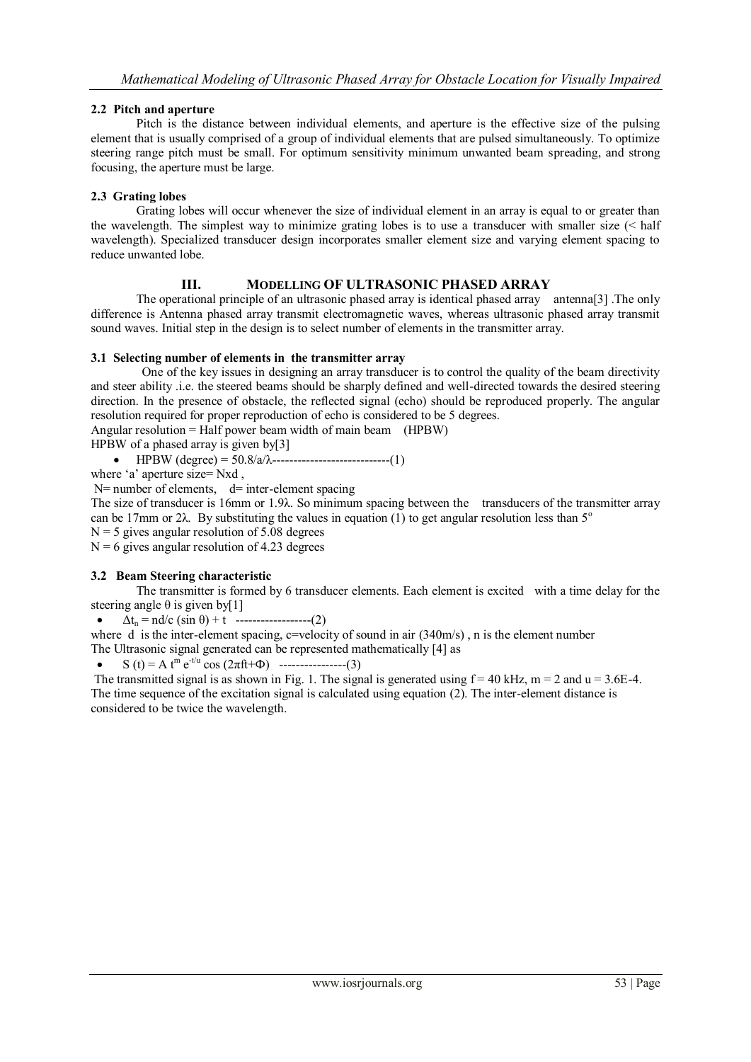### 2.2 Pitch and aperture

Pitch is the distance between individual elements, and aperture is the effective size of the pulsing element that is usually comprised of a group of individual elements that are pulsed simultaneously. To optimize steering range pitch must be small. For optimum sensitivity minimum unwanted beam spreading, and strong focusing, the aperture must be large.

### 2.3 Grating lobes

Grating lobes will occur whenever the size of individual element in an array is equal to or greater than the wavelength. The simplest way to minimize grating lobes is to use a transducer with smaller size (< half wavelength). Specialized transducer design incorporates smaller element size and varying element spacing to reduce unwanted lobe.

## III. MODELLING OF ULTRASONIC PHASED ARRAY

The operational principle of an ultrasonic phased array is identical phased array antenna[3] .The only difference is Antenna phased array transmit electromagnetic waves, whereas ultrasonic phased array transmit sound waves. Initial step in the design is to select number of elements in the transmitter array.

### 3.1 Selecting number of elements in the transmitter array

One of the key issues in designing an array transducer is to control the quality of the beam directivity and steer ability .i.e. the steered beams should be sharply defined and well-directed towards the desired steering direction. In the presence of obstacle, the reflected signal (echo) should be reproduced properly. The angular resolution required for proper reproduction of echo is considered to be 5 degrees.

Angular resolution = Half power beam width of main beam (HPBW)

HPBW of a phased array is given by[3]

- HPBW (degree) = $50.8/a/\lambda$----------------------------(1)

where 'a' aperture size= Nxd ,

N= number of elements, d= inter-element spacing

The size of transducer is 16mm or $1.9\lambda$. So minimum spacing between the transducers of the transmitter array can be 17mm or $2\lambda$. By substituting the values in equation (1) to get angular resolution less than $5^{o}$

N = 5 gives angular resolution of 5.08 degrees

N = 6 gives angular resolution of 4.23 degrees

### 3.2 Beam Steering characteristic

The transmitter is formed by 6 transducer elements. Each element is excited with a time delay for the steering angle $\theta$ is given by[1]

- $\Delta t_n = nd/c\,(\sin\theta) + t$ ------------------(2)

where d is the inter-element spacing, c=velocity of sound in air (340m/s) , n is the element number

The Ultrasonic signal generated can be represented mathematically [4] as

- $S(t) = A\, t^{m}\, e^{-t/u} \cos(2\pi f t + \Phi)$ ----------------(3)

The transmitted signal is as shown in Fig. 1. The signal is generated using f = 40 kHz, m = 2 and u = 3.6E-4. The time sequence of the excitation signal is calculated using equation (2). The inter-element distance is considered to be twice the wavelength.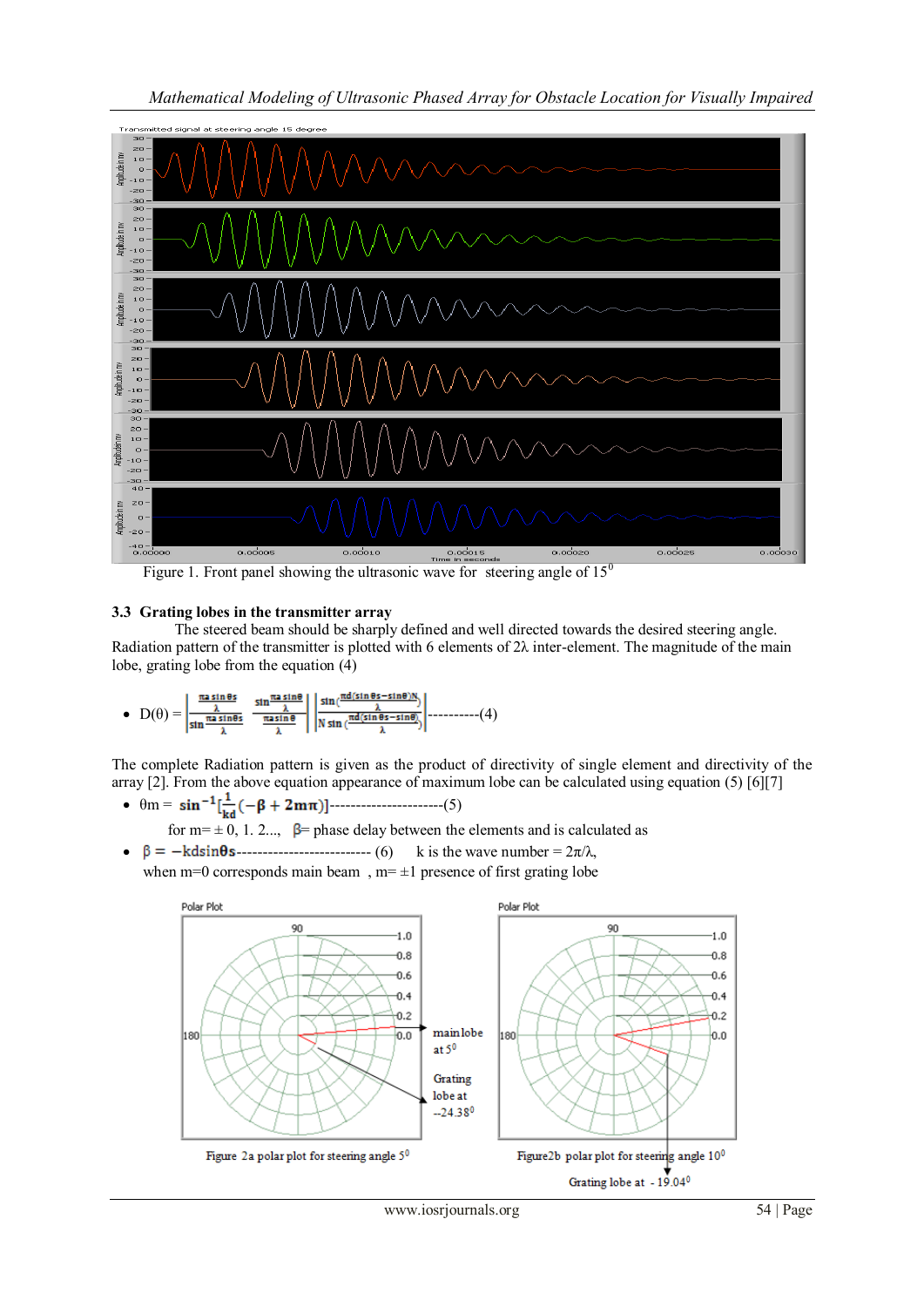Transmitted signal at steering angle 15 degree

Amplitude in mv

Time in seconds

0.00000 0.00005 0.00010 0.00015 0.00020 0.00025 0.00030

Figure 1. Front panel showing the ultrasonic wave for steering angle of $15^0$

### 3.3 Grating lobes in the transmitter array

The steered beam should be sharply defined and well directed towards the desired steering angle. Radiation pattern of the transmitter is plotted with 6 elements of 2λ inter-element. The magnitude of the main lobe, grating lobe from the equation (4)

- $D(\theta) = \left| \frac{\frac{\pi a \sin\theta_s}{\lambda}}{\sin\frac{\pi a \sin\theta_s}{\lambda}} \quad \frac{\sin\frac{\pi a \sin\theta}{\lambda}}{\frac{\pi a \sin\theta}{\lambda}} \right| \left| \frac{\sin\left(\frac{\pi d(\sin\theta_s - \sin\theta)N}{\lambda}\right)}{N \sin\left(\frac{\pi d(\sin\theta_s - \sin\theta)}{\lambda}\right)} \right|$ ----------(4)

The complete Radiation pattern is given as the product of directivity of single element and directivity of the array [2]. From the above equation appearance of maximum lobe can be calculated using equation (5) [6][7]

- $\theta m = \sin^{-1}\left[\frac{1}{kd}(-\beta + 2m\pi)\right]$----------------------(5)

  for m= ± 0, 1. 2..., β= phase delay between the elements and is calculated as

- $\beta = -kd\sin\theta_s$-------------------------- (6) k is the wave number = 2π/λ,

  when m=0 corresponds main beam , m= ±1 presence of first grating lobe

Polar Plot

90 180 1.0 0.8 0.6 0.4 0.2 0.0

main lobe at $5^0$

Grating lobe at $-24.38^0$

Figure 2a polar plot for steering angle $5^0$

Polar Plot

90 180 1.0 0.8 0.6 0.4 0.2 0.0

Figure2b polar plot for steering angle $10^0$

Grating lobe at $-19.04^0$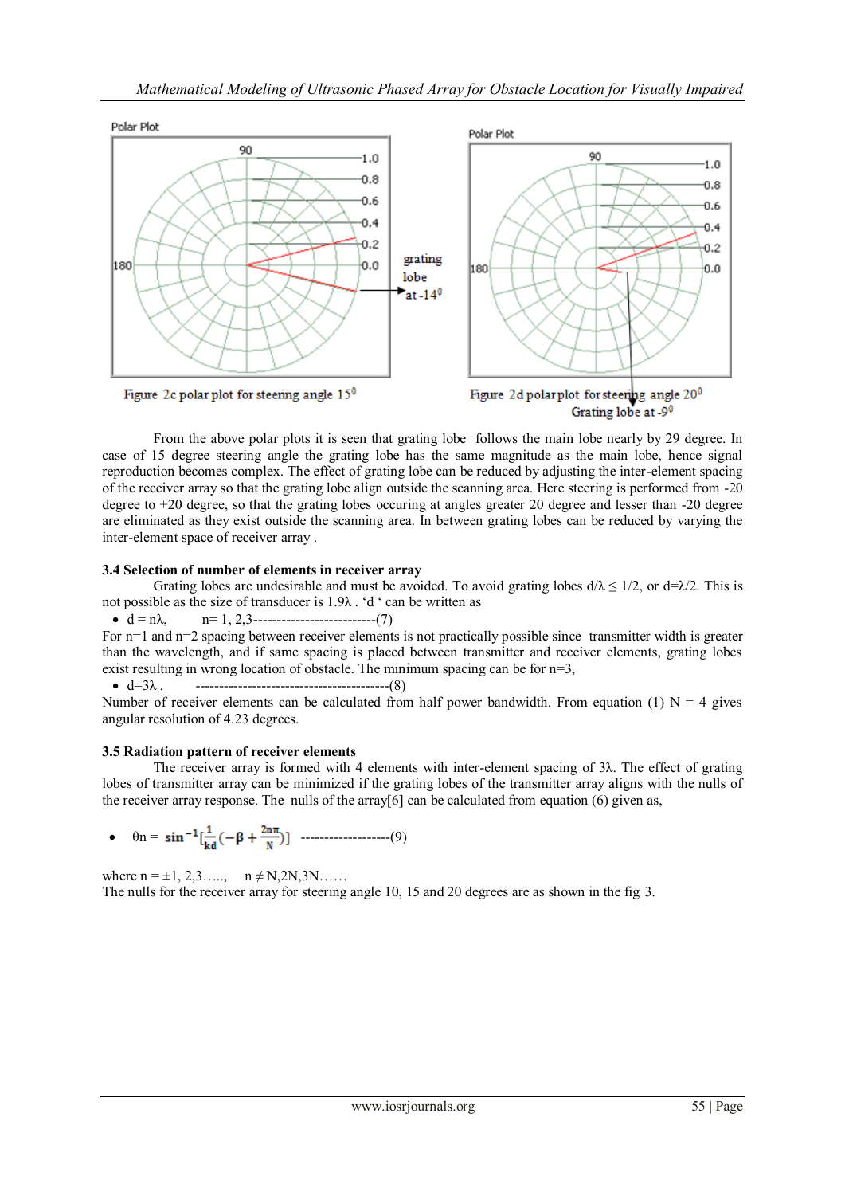Polar Plot

90

1.0

0.8

0.6

0.4

0.2

0.0

180

grating lobe at $-14^0$

Figure 2c polar plot for steering angle $15^0$

Polar Plot

90

1.0

0.8

0.6

0.4

0.2

0.0

180

Figure 2d polar plot for steering angle $20^0$

Grating lobe at $-9^0$

From the above polar plots it is seen that grating lobe follows the main lobe nearly by 29 degree. In case of 15 degree steering angle the grating lobe has the same magnitude as the main lobe, hence signal reproduction becomes complex. The effect of grating lobe can be reduced by adjusting the inter-element spacing of the receiver array so that the grating lobe align outside the scanning area. Here steering is performed from -20 degree to +20 degree, so that the grating lobes occuring at angles greater 20 degree and lesser than -20 degree are eliminated as they exist outside the scanning area. In between grating lobes can be reduced by varying the inter-element space of receiver array .

### 3.4 Selection of number of elements in receiver array

Grating lobes are undesirable and must be avoided. To avoid grating lobes $d/\lambda \leq 1/2$, or $d=\lambda/2$. This is not possible as the size of transducer is $1.9\lambda$ . 'd ' can be written as

- $d = n\lambda$,        n= 1, 2,3--------------------------(7)

For n=1 and n=2 spacing between receiver elements is not practically possible since transmitter width is greater than the wavelength, and if same spacing is placed between transmitter and receiver elements, grating lobes exist resulting in wrong location of obstacle. The minimum spacing can be for n=3,

- $d=3\lambda$ .        ------------------------------------------(8)

Number of receiver elements can be calculated from half power bandwidth. From equation (1) N = 4 gives angular resolution of 4.23 degrees.

### 3.5 Radiation pattern of receiver elements

The receiver array is formed with 4 elements with inter-element spacing of $3\lambda$. The effect of grating lobes of transmitter array can be minimized if the grating lobes of the transmitter array aligns with the nulls of the receiver array response. The nulls of the array[6] can be calculated from equation (6) given as,

- $\theta n = \sin^{-1}[\frac{1}{kd}(-\beta + \frac{2n\pi}{N})]$ -------------------(9)

where n = ±1, 2,3…..,    $n \neq$ N,2N,3N……

The nulls for the receiver array for steering angle 10, 15 and 20 degrees are as shown in the fig 3.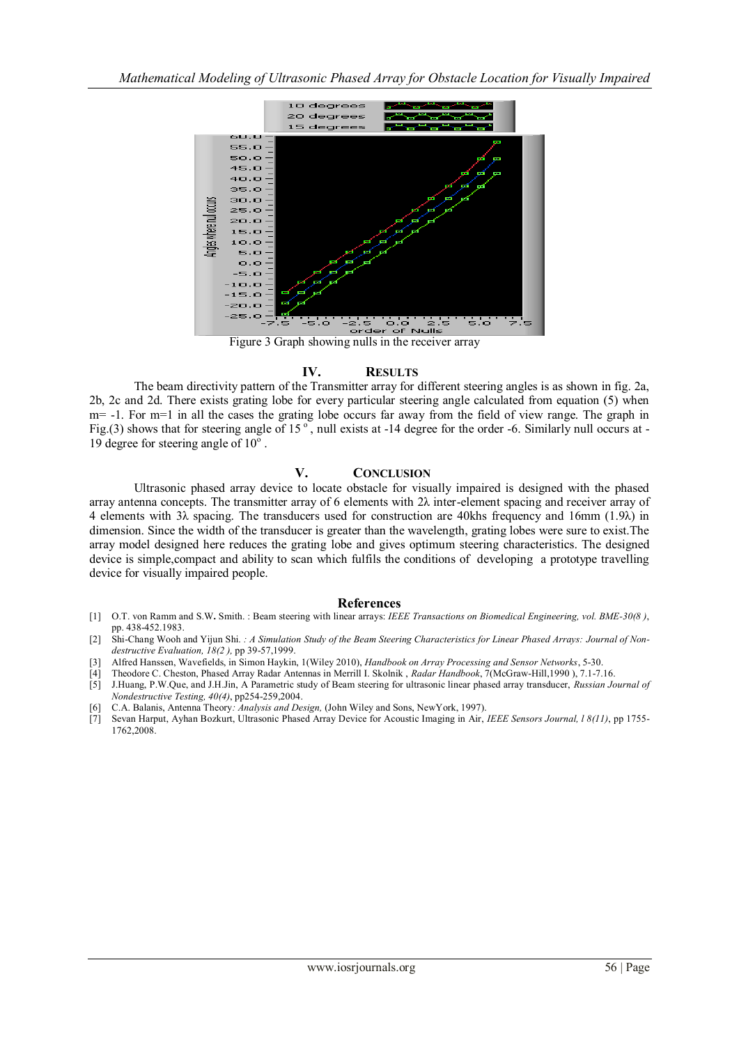10 degrees
20 degrees
15 degrees

Angles where null occurs

60.0
55.0
50.0
45.0
40.0
35.0
30.0
25.0
20.0
15.0
10.0
5.0
0.0
-5.0
-10.0
-15.0
-20.0
-25.0

-7.5 -5.0 -2.5 0.0 2.5 5.0 7.5

order of Nulls

Figure 3 Graph showing nulls in the receiver array

## IV. RESULTS

The beam directivity pattern of the Transmitter array for different steering angles is as shown in fig. 2a, 2b, 2c and 2d. There exists grating lobe for every particular steering angle calculated from equation (5) when m= -1. For m=1 in all the cases the grating lobe occurs far away from the field of view range. The graph in Fig.(3) shows that for steering angle of 15$^{o}$, null exists at -14 degree for the order -6. Similarly null occurs at -19 degree for steering angle of 10$^{o}$.

## V. CONCLUSION

Ultrasonic phased array device to locate obstacle for visually impaired is designed with the phased array antenna concepts. The transmitter array of 6 elements with 2λ inter-element spacing and receiver array of 4 elements with 3λ spacing. The transducers used for construction are 40khs frequency and 16mm (1.9λ) in dimension. Since the width of the transducer is greater than the wavelength, grating lobes were sure to exist.The array model designed here reduces the grating lobe and gives optimum steering characteristics. The designed device is simple,compact and ability to scan which fulfils the conditions of developing a prototype travelling device for visually impaired people.

## References

[1] O.T. von Ramm and S.W**.** Smith. : Beam steering with linear arrays: *IEEE Transactions on Biomedical Engineering, vol. BME-30(8 )*, pp. 438-452.1983.

[2] Shi-Chang Wooh and Yijun Shi. *: A Simulation Study of the Beam Steering Characteristics for Linear Phased Arrays: Journal of Non-destructive Evaluation, 18(2 ),* pp 39-57,1999.

[3] Alfred Hanssen, Wavefields, in Simon Haykin, 1(Wiley 2010), *Handbook on Array Processing and Sensor Networks*, 5-30.

[4] Theodore C. Cheston, Phased Array Radar Antennas in Merrill I. Skolnik , *Radar Handbook*, 7(McGraw-Hill,1990 ), 7.1-7.16.

[5] J.Huang, P.W.Que, and J.H.Jin, A Parametric study of Beam steering for ultrasonic linear phased array transducer, *Russian Journal of Nondestructive Testing, 40(4)*, pp254-259,2004.

[6] C.A. Balanis, Antenna Theory*: Analysis and Design,* (John Wiley and Sons, NewYork, 1997).

[7] Sevan Harput, Ayhan Bozkurt, Ultrasonic Phased Array Device for Acoustic Imaging in Air, *IEEE Sensors Journal, l 8(11)*, pp 1755-1762,2008.